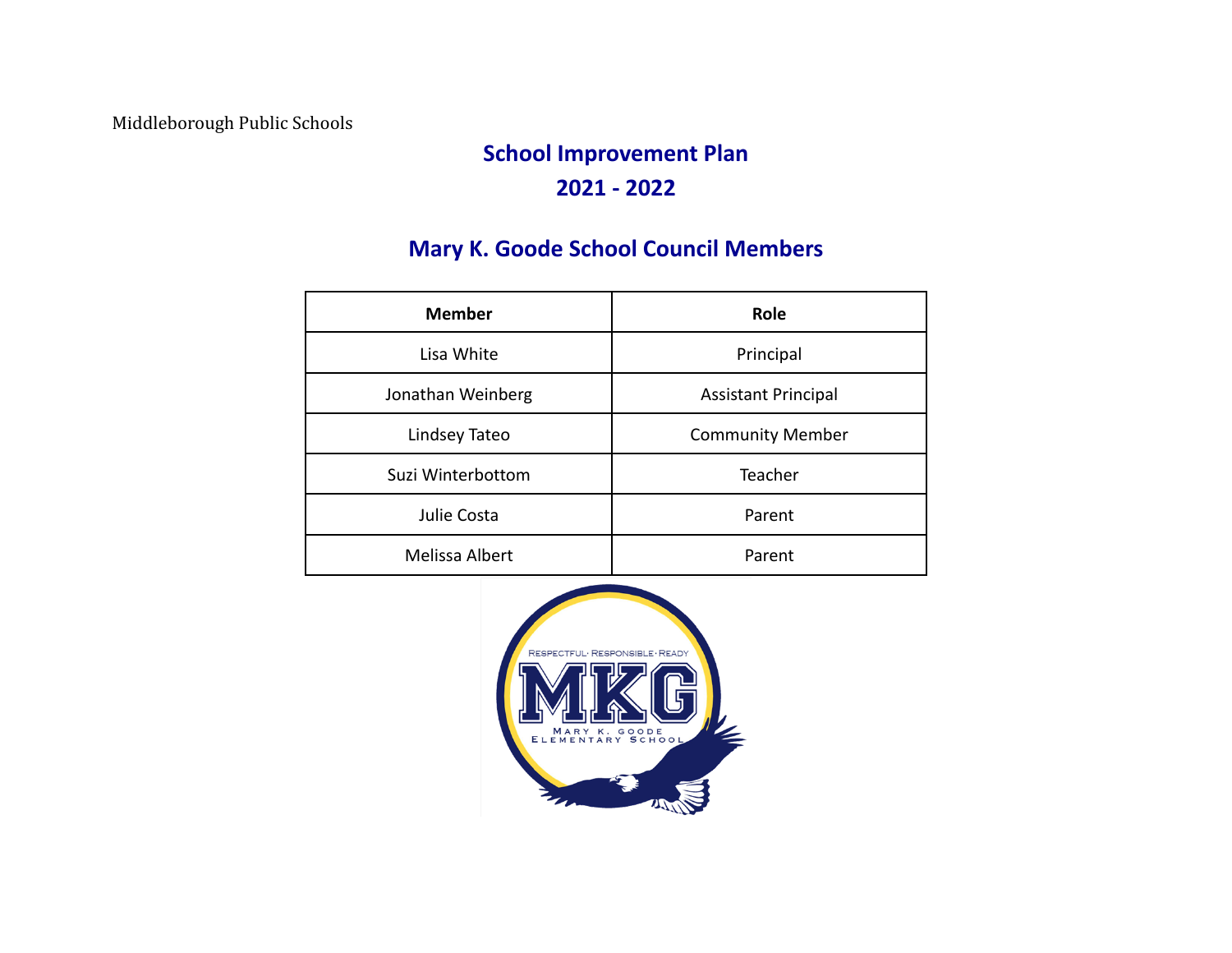Middleborough Public Schools

# School Improvement Plan

# 2021 - 2022

## Mary K. Goode School Council Members

| Member | Role |
| --- | --- |
| Lisa White | Principal |
| Jonathan Weinberg | Assistant Principal |
| Lindsey Tateo | Community Member |
| Suzi Winterbottom | Teacher |
| Julie Costa | Parent |
| Melissa Albert | Parent |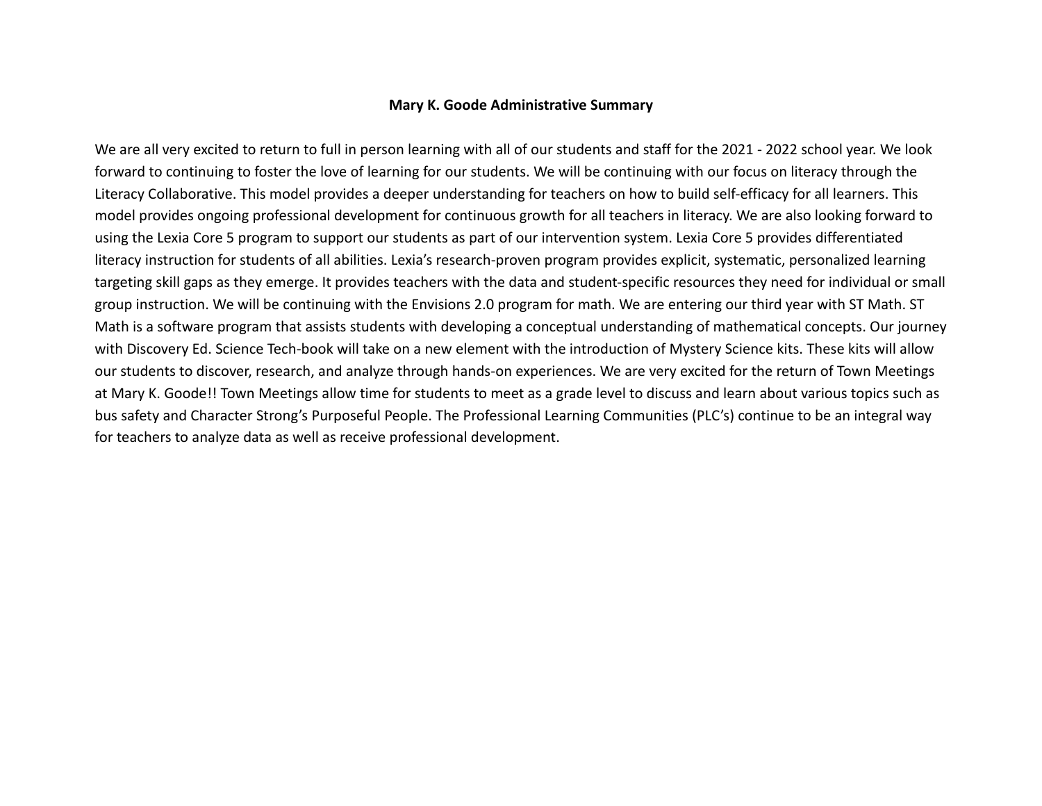**Mary K. Goode Administrative Summary**

We are all very excited to return to full in person learning with all of our students and staff for the 2021 - 2022 school year. We look forward to continuing to foster the love of learning for our students. We will be continuing with our focus on literacy through the Literacy Collaborative. This model provides a deeper understanding for teachers on how to build self-efficacy for all learners. This model provides ongoing professional development for continuous growth for all teachers in literacy. We are also looking forward to using the Lexia Core 5 program to support our students as part of our intervention system. Lexia Core 5 provides differentiated literacy instruction for students of all abilities. Lexia's research-proven program provides explicit, systematic, personalized learning targeting skill gaps as they emerge. It provides teachers with the data and student-specific resources they need for individual or small group instruction. We will be continuing with the Envisions 2.0 program for math. We are entering our third year with ST Math. ST Math is a software program that assists students with developing a conceptual understanding of mathematical concepts. Our journey with Discovery Ed. Science Tech-book will take on a new element with the introduction of Mystery Science kits. These kits will allow our students to discover, research, and analyze through hands-on experiences. We are very excited for the return of Town Meetings at Mary K. Goode!! Town Meetings allow time for students to meet as a grade level to discuss and learn about various topics such as bus safety and Character Strong's Purposeful People. The Professional Learning Communities (PLC's) continue to be an integral way for teachers to analyze data as well as receive professional development.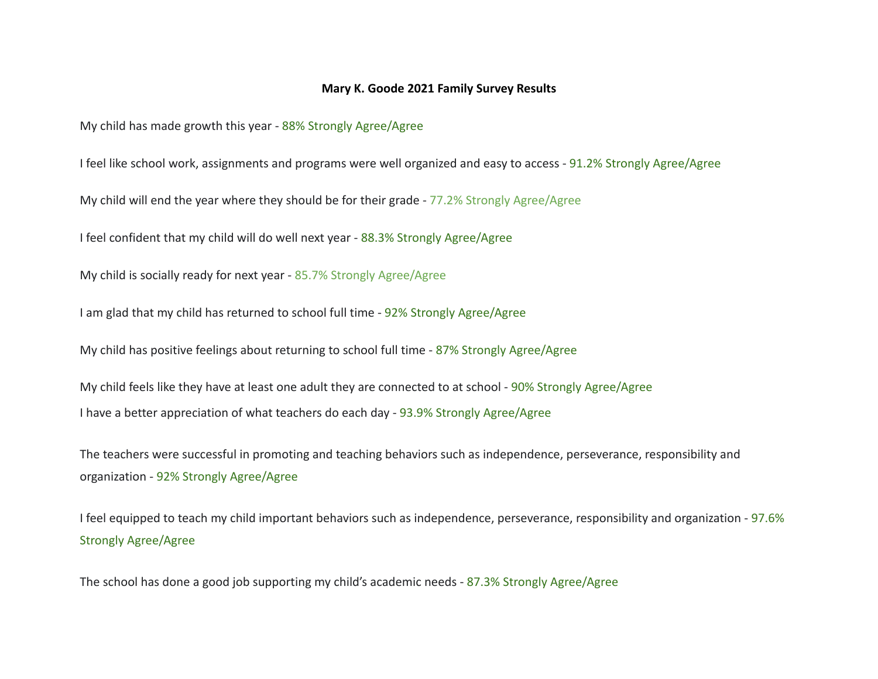**Mary K. Goode 2021 Family Survey Results**

My child has made growth this year - 88% Strongly Agree/Agree

I feel like school work, assignments and programs were well organized and easy to access - 91.2% Strongly Agree/Agree

My child will end the year where they should be for their grade - 77.2% Strongly Agree/Agree

I feel confident that my child will do well next year - 88.3% Strongly Agree/Agree

My child is socially ready for next year - 85.7% Strongly Agree/Agree

I am glad that my child has returned to school full time - 92% Strongly Agree/Agree

My child has positive feelings about returning to school full time - 87% Strongly Agree/Agree

My child feels like they have at least one adult they are connected to at school - 90% Strongly Agree/Agree

I have a better appreciation of what teachers do each day - 93.9% Strongly Agree/Agree

The teachers were successful in promoting and teaching behaviors such as independence, perseverance, responsibility and organization - 92% Strongly Agree/Agree

I feel equipped to teach my child important behaviors such as independence, perseverance, responsibility and organization - 97.6% Strongly Agree/Agree

The school has done a good job supporting my child's academic needs - 87.3% Strongly Agree/Agree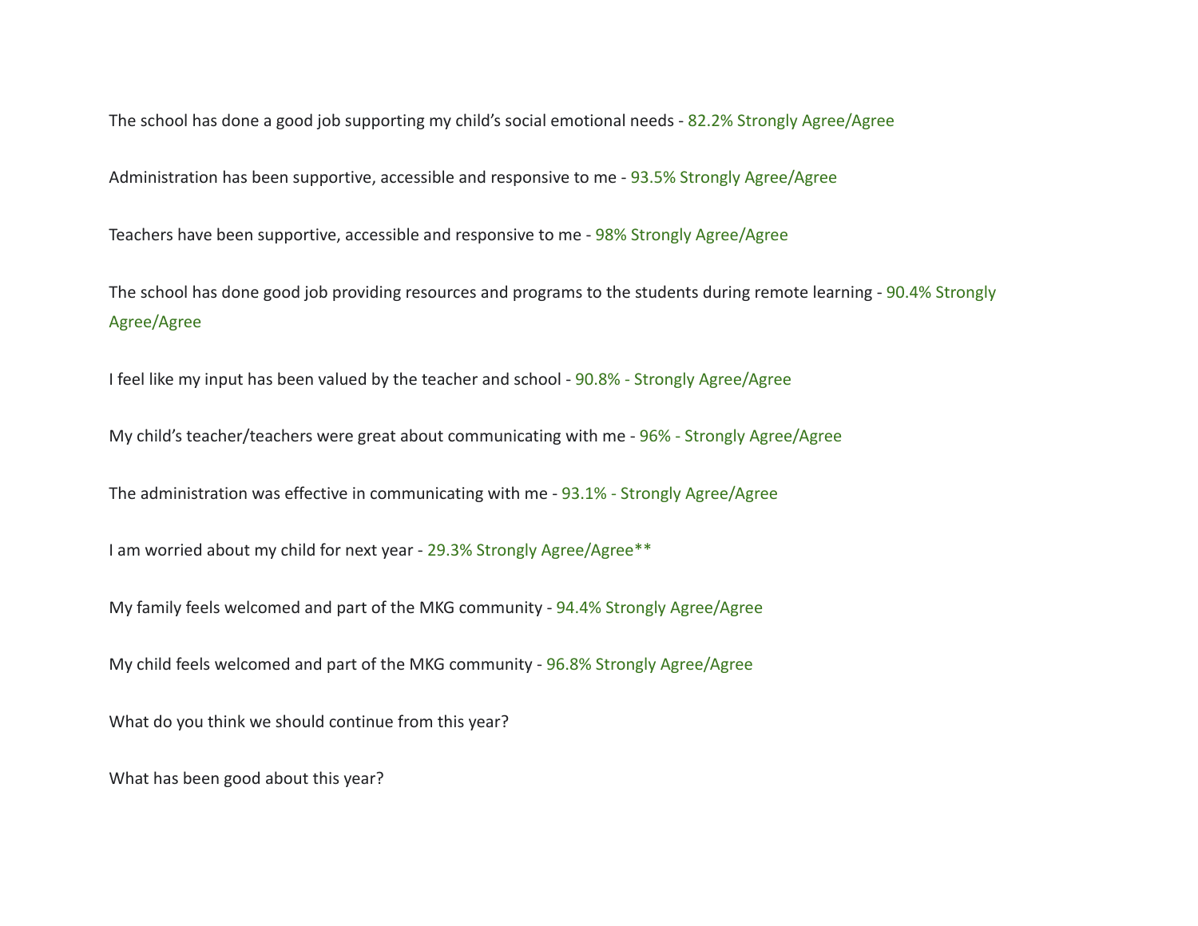The school has done a good job supporting my child's social emotional needs - 82.2% Strongly Agree/Agree

Administration has been supportive, accessible and responsive to me - 93.5% Strongly Agree/Agree

Teachers have been supportive, accessible and responsive to me - 98% Strongly Agree/Agree

The school has done good job providing resources and programs to the students during remote learning - 90.4% Strongly Agree/Agree

I feel like my input has been valued by the teacher and school - 90.8% - Strongly Agree/Agree

My child's teacher/teachers were great about communicating with me - 96% - Strongly Agree/Agree

The administration was effective in communicating with me - 93.1% - Strongly Agree/Agree

I am worried about my child for next year - 29.3% Strongly Agree/Agree**

My family feels welcomed and part of the MKG community - 94.4% Strongly Agree/Agree

My child feels welcomed and part of the MKG community - 96.8% Strongly Agree/Agree

What do you think we should continue from this year?

What has been good about this year?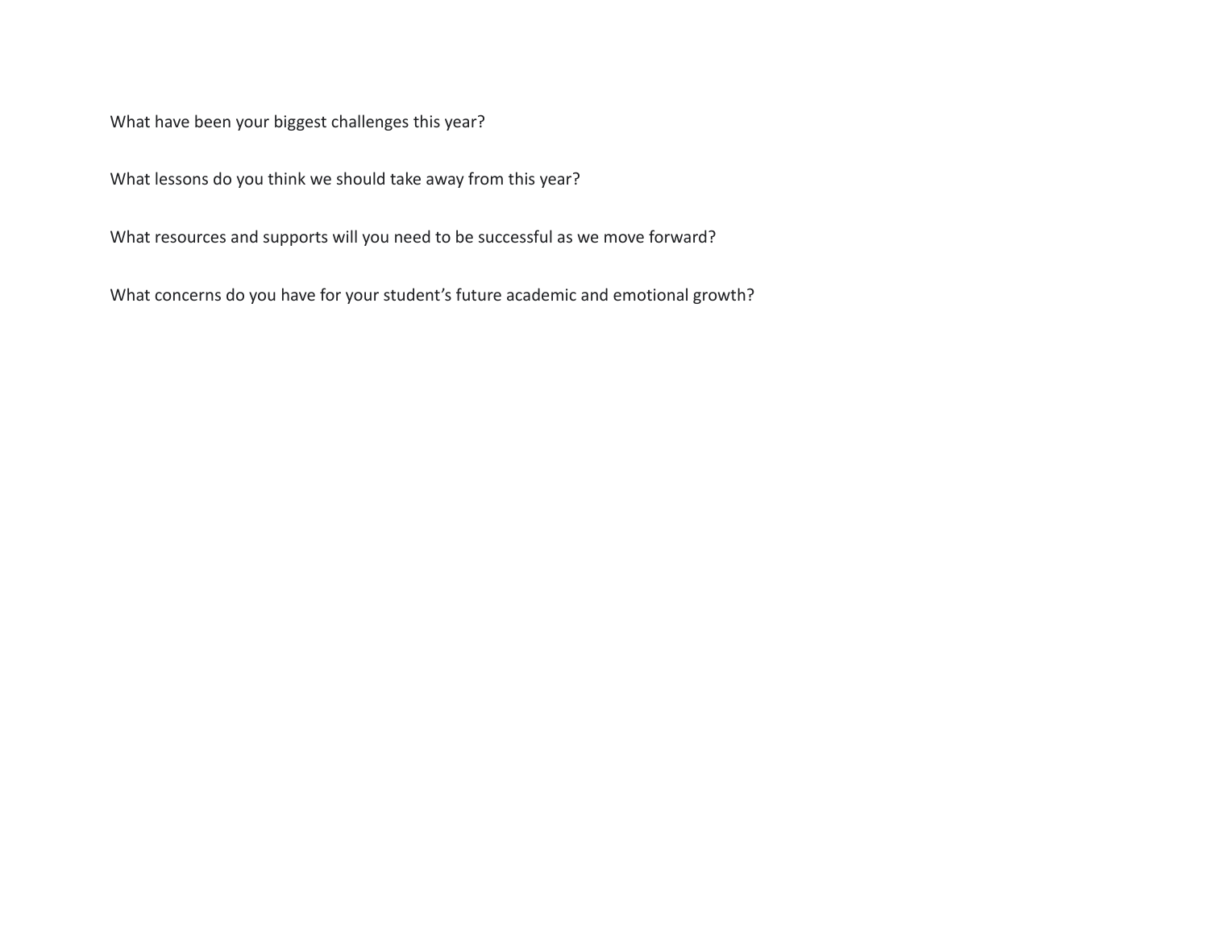What have been your biggest challenges this year?

What lessons do you think we should take away from this year?

What resources and supports will you need to be successful as we move forward?

What concerns do you have for your student’s future academic and emotional growth?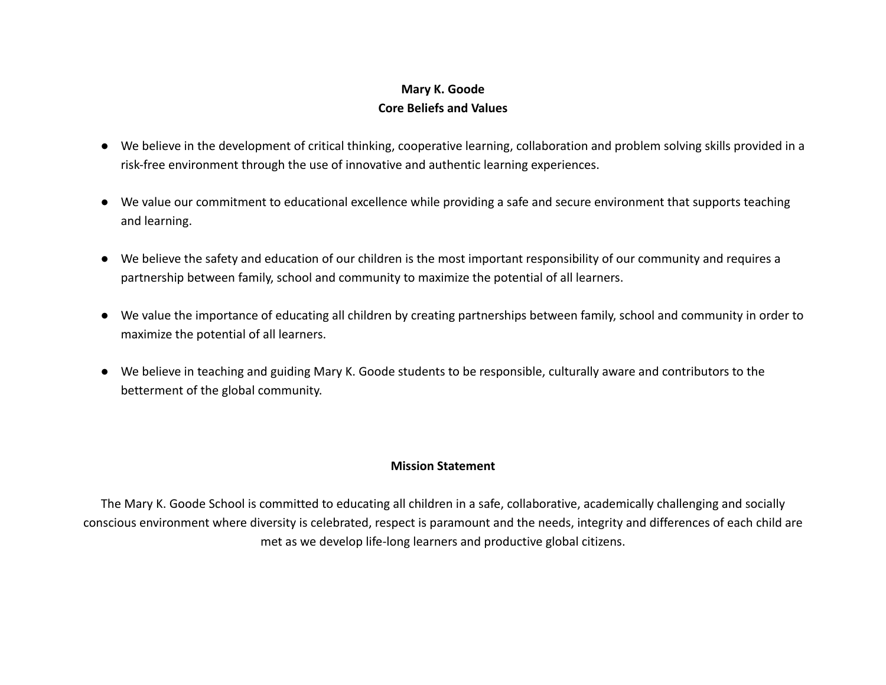## Mary K. Goode
## Core Beliefs and Values

- We believe in the development of critical thinking, cooperative learning, collaboration and problem solving skills provided in a risk-free environment through the use of innovative and authentic learning experiences.

- We value our commitment to educational excellence while providing a safe and secure environment that supports teaching and learning.

- We believe the safety and education of our children is the most important responsibility of our community and requires a partnership between family, school and community to maximize the potential of all learners.

- We value the importance of educating all children by creating partnerships between family, school and community in order to maximize the potential of all learners.

- We believe in teaching and guiding Mary K. Goode students to be responsible, culturally aware and contributors to the betterment of the global community.

## Mission Statement

The Mary K. Goode School is committed to educating all children in a safe, collaborative, academically challenging and socially conscious environment where diversity is celebrated, respect is paramount and the needs, integrity and differences of each child are met as we develop life-long learners and productive global citizens.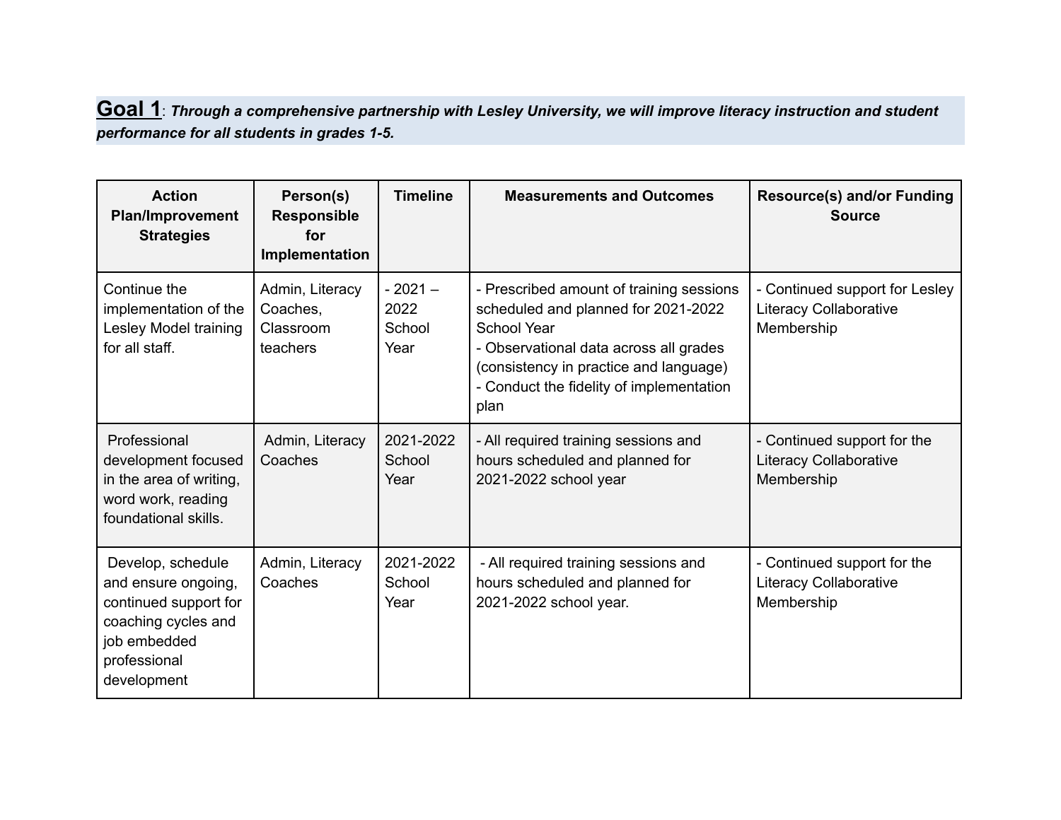**Goal 1**: ***Through a comprehensive partnership with Lesley University, we will improve literacy instruction and student performance for all students in grades 1-5.***

| Action Plan/Improvement Strategies | Person(s) Responsible for Implementation | Timeline | Measurements and Outcomes | Resource(s) and/or Funding Source |
|---|---|---|---|---|
| Continue the implementation of the Lesley Model training for all staff. | Admin, Literacy Coaches, Classroom teachers | - 2021 – 2022 School Year | - Prescribed amount of training sessions scheduled and planned for 2021-2022 School Year<br>- Observational data across all grades (consistency in practice and language)<br>- Conduct the fidelity of implementation plan | - Continued support for Lesley Literacy Collaborative Membership |
| Professional development focused in the area of writing, word work, reading foundational skills. | Admin, Literacy Coaches | 2021-2022 School Year | - All required training sessions and hours scheduled and planned for 2021-2022 school year | - Continued support for the Literacy Collaborative Membership |
| Develop, schedule and ensure ongoing, continued support for coaching cycles and job embedded professional development | Admin, Literacy Coaches | 2021-2022 School Year | - All required training sessions and hours scheduled and planned for 2021-2022 school year. | - Continued support for the Literacy Collaborative Membership |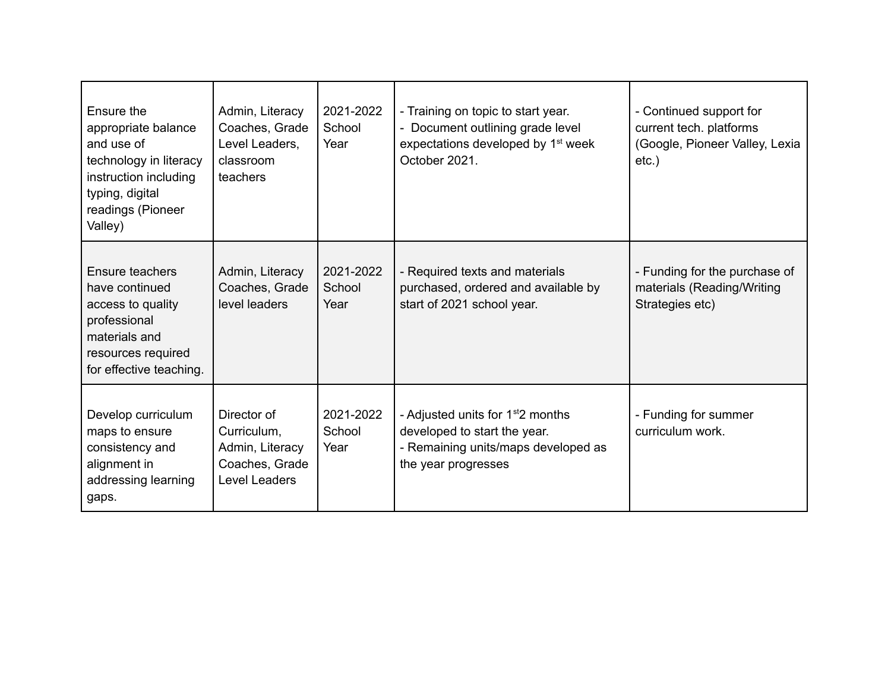| | | | | |
|---|---|---|---|---|
| Ensure the appropriate balance and use of technology in literacy instruction including typing, digital readings (Pioneer Valley) | Admin, Literacy Coaches, Grade Level Leaders, classroom teachers | 2021-2022 School Year | - Training on topic to start year.<br>- Document outlining grade level expectations developed by 1st week October 2021. | - Continued support for current tech. platforms (Google, Pioneer Valley, Lexia etc.) |
| Ensure teachers have continued access to quality professional materials and resources required for effective teaching. | Admin, Literacy Coaches, Grade level leaders | 2021-2022 School Year | - Required texts and materials purchased, ordered and available by start of 2021 school year. | - Funding for the purchase of materials (Reading/Writing Strategies etc) |
| Develop curriculum maps to ensure consistency and alignment in addressing learning gaps. | Director of Curriculum, Admin, Literacy Coaches, Grade Level Leaders | 2021-2022 School Year | - Adjusted units for 1st 2 months developed to start the year.<br>- Remaining units/maps developed as the year progresses | - Funding for summer curriculum work. |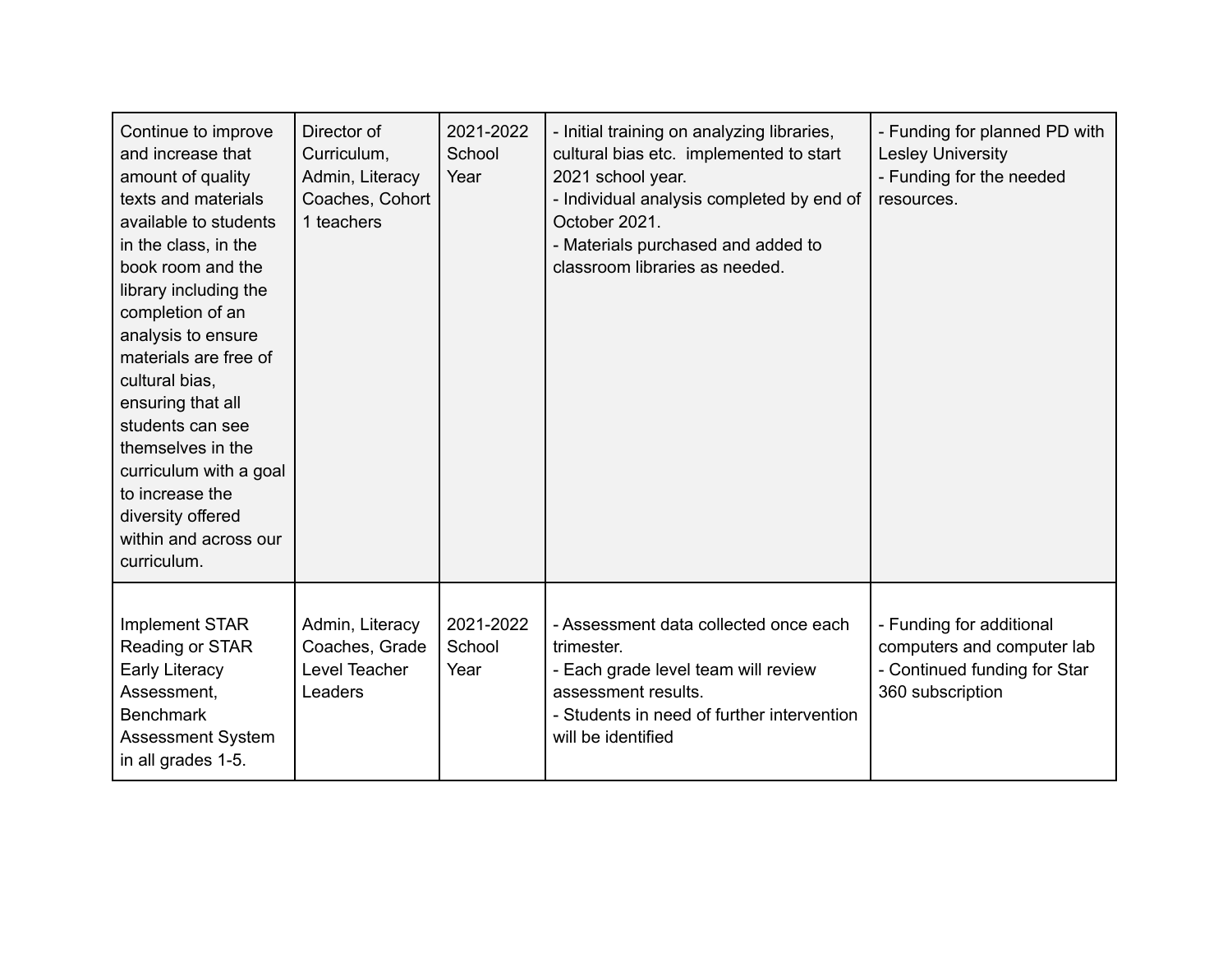| | | | | |
|---|---|---|---|---|
| Continue to improve and increase that amount of quality texts and materials available to students in the class, in the book room and the library including the completion of an analysis to ensure materials are free of cultural bias, ensuring that all students can see themselves in the curriculum with a goal to increase the diversity offered within and across our curriculum. | Director of Curriculum, Admin, Literacy Coaches, Cohort 1 teachers | 2021-2022 School Year | - Initial training on analyzing libraries, cultural bias etc. implemented to start 2021 school year.<br>- Individual analysis completed by end of October 2021.<br>- Materials purchased and added to classroom libraries as needed. | - Funding for planned PD with Lesley University<br>- Funding for the needed resources. |
| Implement STAR Reading or STAR Early Literacy Assessment, Benchmark Assessment System in all grades 1-5. | Admin, Literacy Coaches, Grade Level Teacher Leaders | 2021-2022 School Year | - Assessment data collected once each trimester.<br>- Each grade level team will review assessment results.<br>- Students in need of further intervention will be identified | - Funding for additional computers and computer lab<br>- Continued funding for Star 360 subscription |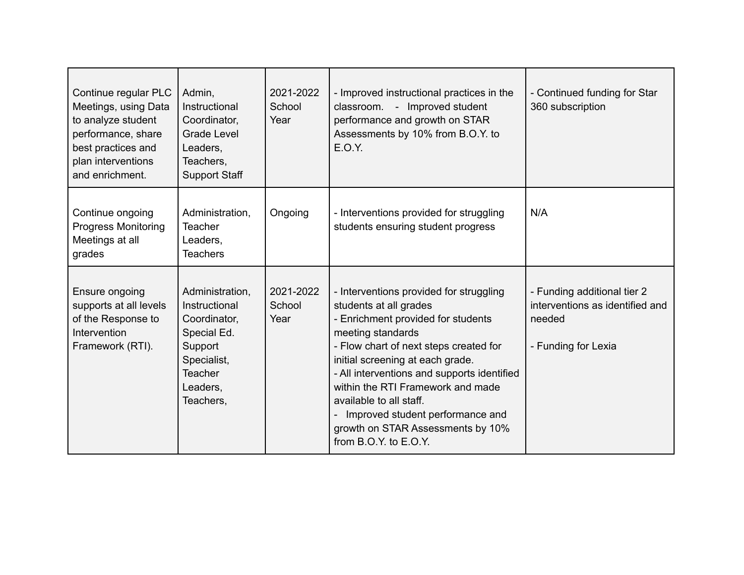| Continue regular PLC Meetings, using Data to analyze student performance, share best practices and plan interventions and enrichment. | Admin, Instructional Coordinator, Grade Level Leaders, Teachers, Support Staff | 2021-2022 School Year | - Improved instructional practices in the classroom. - Improved student performance and growth on STAR Assessments by 10% from B.O.Y. to E.O.Y. | - Continued funding for Star 360 subscription |
|---|---|---|---|---|
| Continue ongoing Progress Monitoring Meetings at all grades | Administration, Teacher Leaders, Teachers | Ongoing | - Interventions provided for struggling students ensuring student progress | N/A |
| Ensure ongoing supports at all levels of the Response to Intervention Framework (RTI). | Administration, Instructional Coordinator, Special Ed. Support Specialist, Teacher Leaders, Teachers, | 2021-2022 School Year | - Interventions provided for struggling students at all grades<br>- Enrichment provided for students meeting standards<br>- Flow chart of next steps created for initial screening at each grade.<br>- All interventions and supports identified within the RTI Framework and made available to all staff.<br>- Improved student performance and growth on STAR Assessments by 10% from B.O.Y. to E.O.Y. | - Funding additional tier 2 interventions as identified and needed<br><br>- Funding for Lexia |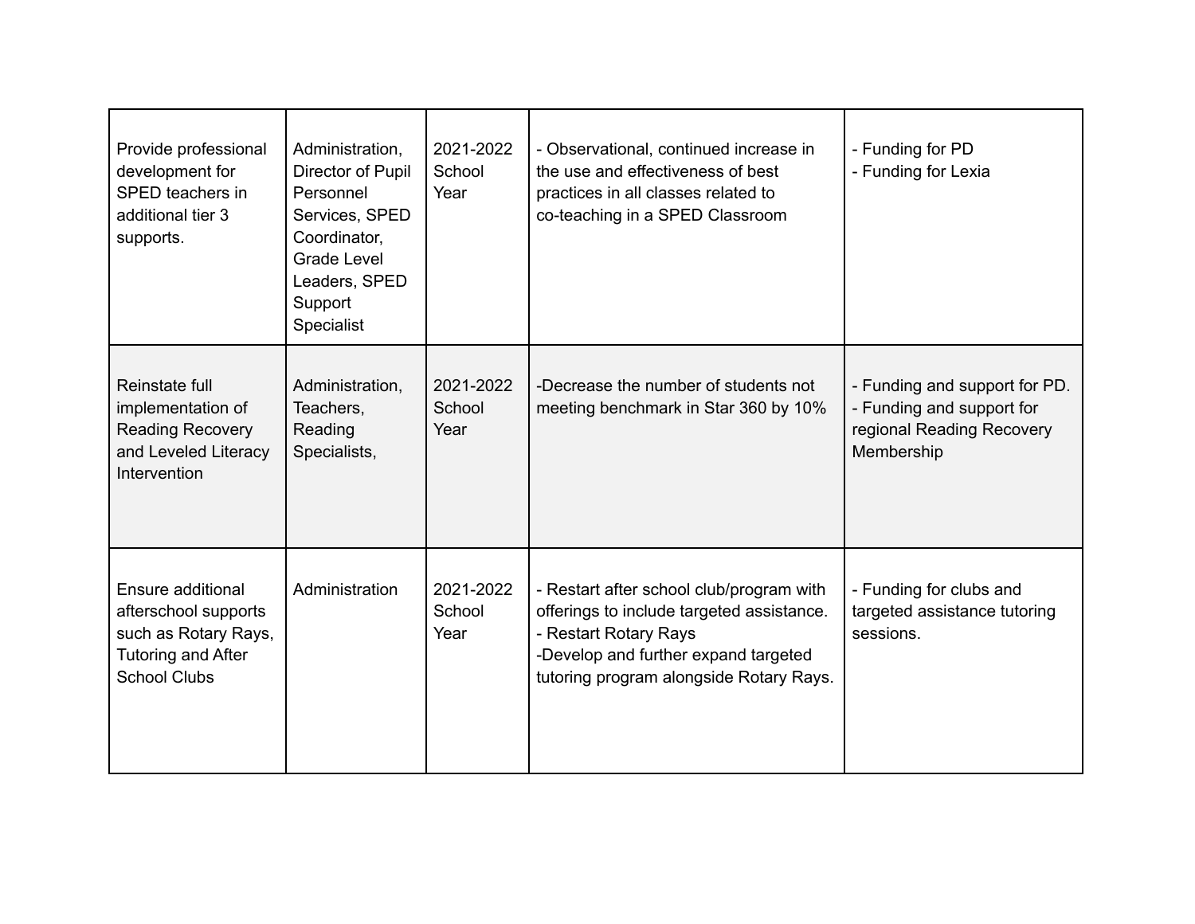| | | | | |
|---|---|---|---|---|
| Provide professional development for SPED teachers in additional tier 3 supports. | Administration, Director of Pupil Personnel Services, SPED Coordinator, Grade Level Leaders, SPED Support Specialist | 2021-2022 School Year | - Observational, continued increase in the use and effectiveness of best practices in all classes related to co-teaching in a SPED Classroom | - Funding for PD<br>- Funding for Lexia |
| Reinstate full implementation of Reading Recovery and Leveled Literacy Intervention | Administration, Teachers, Reading Specialists, | 2021-2022 School Year | -Decrease the number of students not meeting benchmark in Star 360 by 10% | - Funding and support for PD.<br>- Funding and support for regional Reading Recovery Membership |
| Ensure additional afterschool supports such as Rotary Rays, Tutoring and After School Clubs | Administration | 2021-2022 School Year | - Restart after school club/program with offerings to include targeted assistance.<br>- Restart Rotary Rays<br>-Develop and further expand targeted tutoring program alongside Rotary Rays. | - Funding for clubs and targeted assistance tutoring sessions. |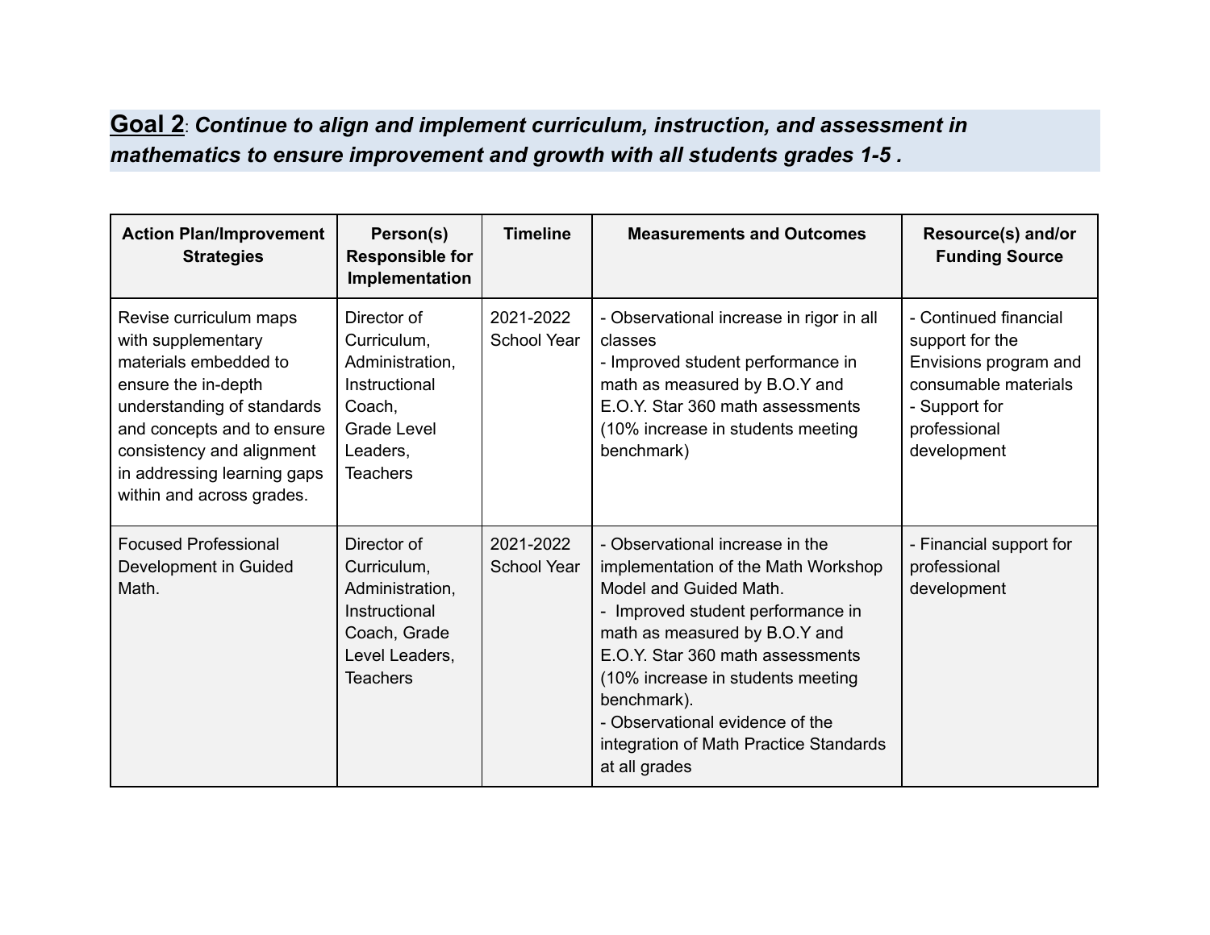## **Goal 2**: ***Continue to align and implement curriculum, instruction, and assessment in mathematics to ensure improvement and growth with all students grades 1-5 .***

| Action Plan/Improvement Strategies | Person(s) Responsible for Implementation | Timeline | Measurements and Outcomes | Resource(s) and/or Funding Source |
|---|---|---|---|---|
| Revise curriculum maps with supplementary materials embedded to ensure the in-depth understanding of standards and concepts and to ensure consistency and alignment in addressing learning gaps within and across grades. | Director of Curriculum, Administration, Instructional Coach, Grade Level Leaders, Teachers | 2021-2022 School Year | - Observational increase in rigor in all classes<br>- Improved student performance in math as measured by B.O.Y and E.O.Y. Star 360 math assessments (10% increase in students meeting benchmark) | - Continued financial support for the Envisions program and consumable materials<br>- Support for professional development |
| Focused Professional Development in Guided Math. | Director of Curriculum, Administration, Instructional Coach, Grade Level Leaders, Teachers | 2021-2022 School Year | - Observational increase in the implementation of the Math Workshop Model and Guided Math.<br>- Improved student performance in math as measured by B.O.Y and E.O.Y. Star 360 math assessments (10% increase in students meeting benchmark).<br>- Observational evidence of the integration of Math Practice Standards at all grades | - Financial support for professional development |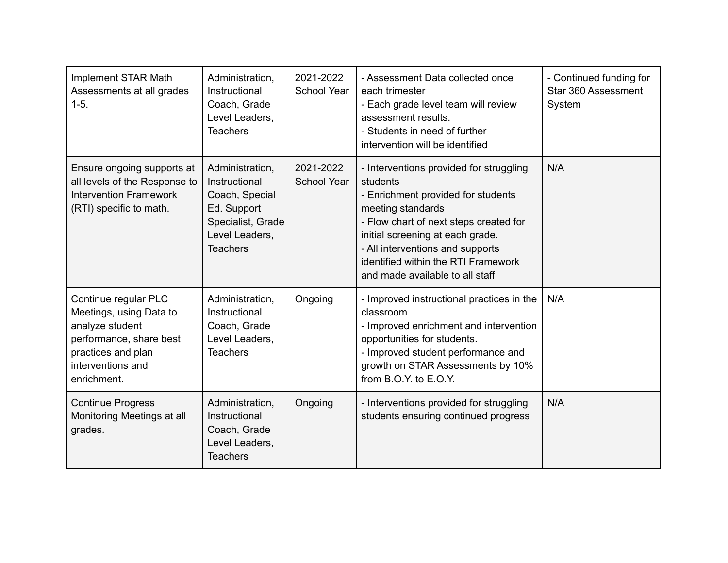| Implement STAR Math Assessments at all grades 1-5. | Administration, Instructional Coach, Grade Level Leaders, Teachers | 2021-2022 School Year | - Assessment Data collected once each trimester<br>- Each grade level team will review assessment results.<br>- Students in need of further intervention will be identified | - Continued funding for Star 360 Assessment System |
|---|---|---|---|---|
| Ensure ongoing supports at all levels of the Response to Intervention Framework (RTI) specific to math. | Administration, Instructional Coach, Special Ed. Support Specialist, Grade Level Leaders, Teachers | 2021-2022 School Year | - Interventions provided for struggling students<br>- Enrichment provided for students meeting standards<br>- Flow chart of next steps created for initial screening at each grade.<br>- All interventions and supports identified within the RTI Framework and made available to all staff | N/A |
| Continue regular PLC Meetings, using Data to analyze student performance, share best practices and plan interventions and enrichment. | Administration, Instructional Coach, Grade Level Leaders, Teachers | Ongoing | - Improved instructional practices in the classroom<br>- Improved enrichment and intervention opportunities for students.<br>- Improved student performance and growth on STAR Assessments by 10% from B.O.Y. to E.O.Y. | N/A |
| Continue Progress Monitoring Meetings at all grades. | Administration, Instructional Coach, Grade Level Leaders, Teachers | Ongoing | - Interventions provided for struggling students ensuring continued progress | N/A |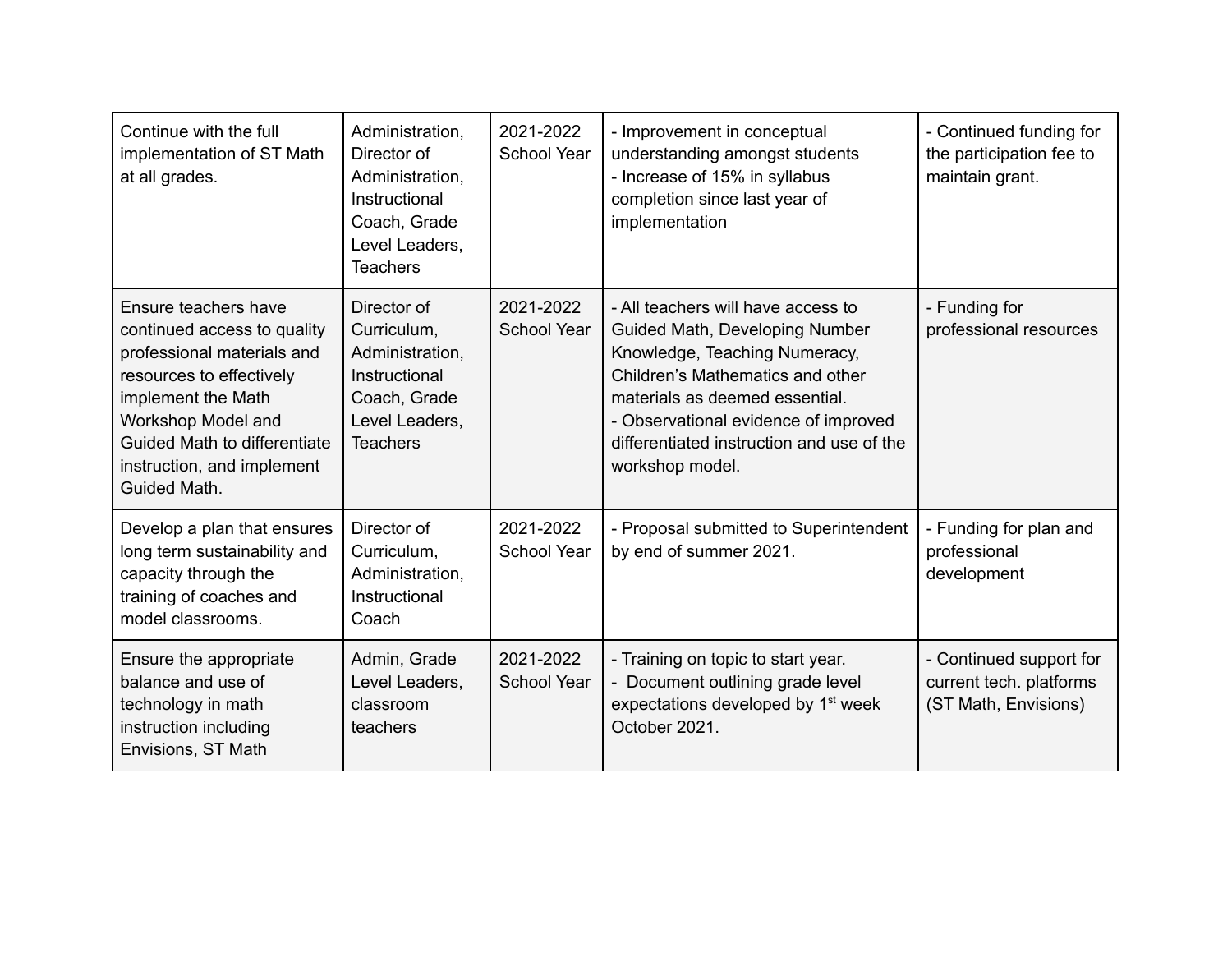| | | | | |
|---|---|---|---|---|
| Continue with the full implementation of ST Math at all grades. | Administration, Director of Administration, Instructional Coach, Grade Level Leaders, Teachers | 2021-2022 School Year | - Improvement in conceptual understanding amongst students<br>- Increase of 15% in syllabus completion since last year of implementation | - Continued funding for the participation fee to maintain grant. |
| Ensure teachers have continued access to quality professional materials and resources to effectively implement the Math Workshop Model and Guided Math to differentiate instruction, and implement Guided Math. | Director of Curriculum, Administration, Instructional Coach, Grade Level Leaders, Teachers | 2021-2022 School Year | - All teachers will have access to Guided Math, Developing Number Knowledge, Teaching Numeracy, Children's Mathematics and other materials as deemed essential.<br>- Observational evidence of improved differentiated instruction and use of the workshop model. | - Funding for professional resources |
| Develop a plan that ensures long term sustainability and capacity through the training of coaches and model classrooms. | Director of Curriculum, Administration, Instructional Coach | 2021-2022 School Year | - Proposal submitted to Superintendent by end of summer 2021. | - Funding for plan and professional development |
| Ensure the appropriate balance and use of technology in math instruction including Envisions, ST Math | Admin, Grade Level Leaders, classroom teachers | 2021-2022 School Year | - Training on topic to start year.<br>- Document outlining grade level expectations developed by 1st week October 2021. | - Continued support for current tech. platforms (ST Math, Envisions) |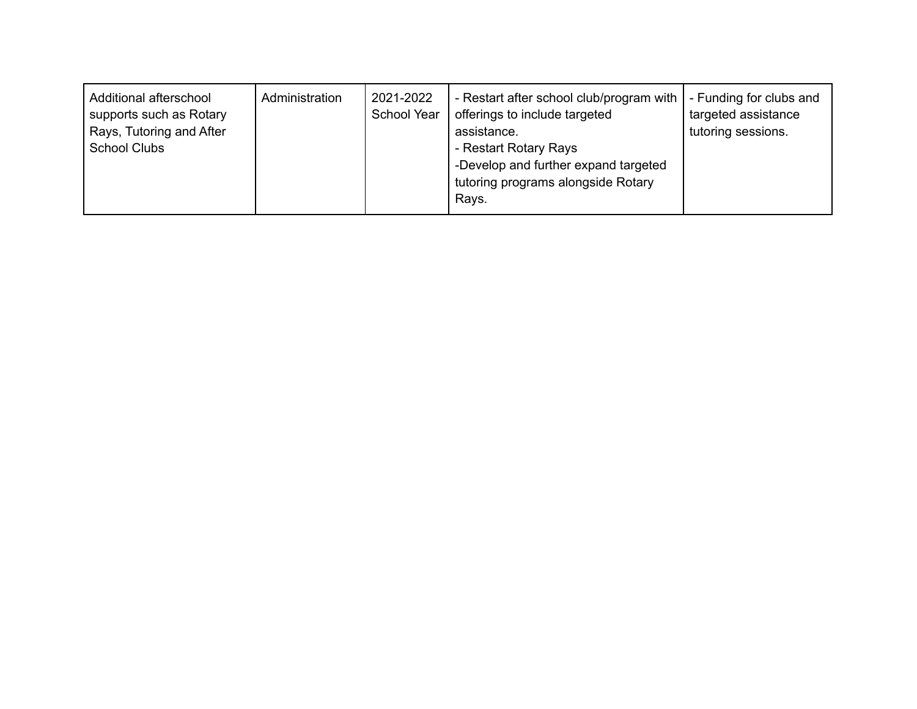| | | | | |
|---|---|---|---|---|
| Additional afterschool supports such as Rotary Rays, Tutoring and After School Clubs | Administration | 2021-2022 School Year | - Restart after school club/program with offerings to include targeted assistance.<br>- Restart Rotary Rays<br>-Develop and further expand targeted tutoring programs alongside Rotary Rays. | - Funding for clubs and targeted assistance tutoring sessions. |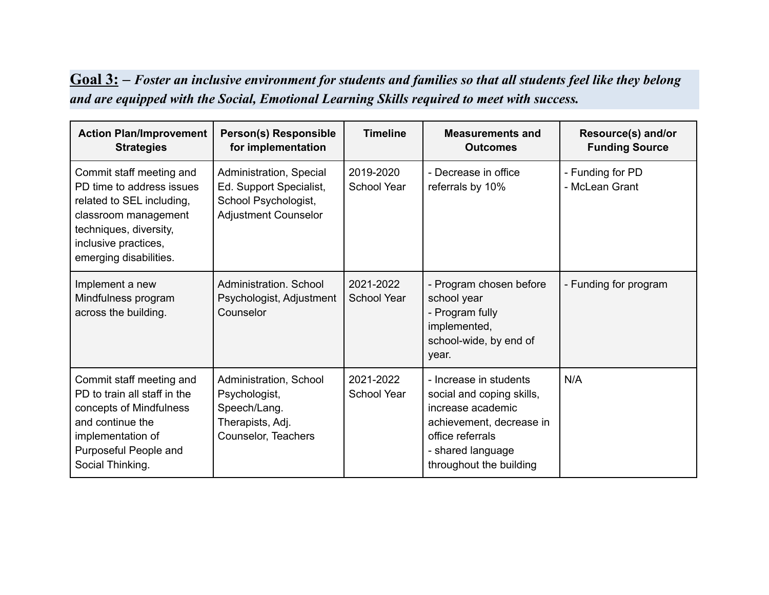**<u>Goal 3:</u>** ***– Foster an inclusive environment for students and families so that all students feel like they belong and are equipped with the Social, Emotional Learning Skills required to meet with success.***

| Action Plan/Improvement Strategies | Person(s) Responsible for implementation | Timeline | Measurements and Outcomes | Resource(s) and/or Funding Source |
|---|---|---|---|---|
| Commit staff meeting and PD time to address issues related to SEL including, classroom management techniques, diversity, inclusive practices, emerging disabilities. | Administration, Special Ed. Support Specialist, School Psychologist, Adjustment Counselor | 2019-2020 School Year | - Decrease in office referrals by 10% | - Funding for PD<br>- McLean Grant |
| Implement a new Mindfulness program across the building. | Administration. School Psychologist, Adjustment Counselor | 2021-2022 School Year | - Program chosen before school year<br>- Program fully implemented, school-wide, by end of year. | - Funding for program |
| Commit staff meeting and PD to train all staff in the concepts of Mindfulness and continue the implementation of Purposeful People and Social Thinking. | Administration, School Psychologist, Speech/Lang. Therapists, Adj. Counselor, Teachers | 2021-2022 School Year | - Increase in students social and coping skills, increase academic achievement, decrease in office referrals<br>- shared language throughout the building | N/A |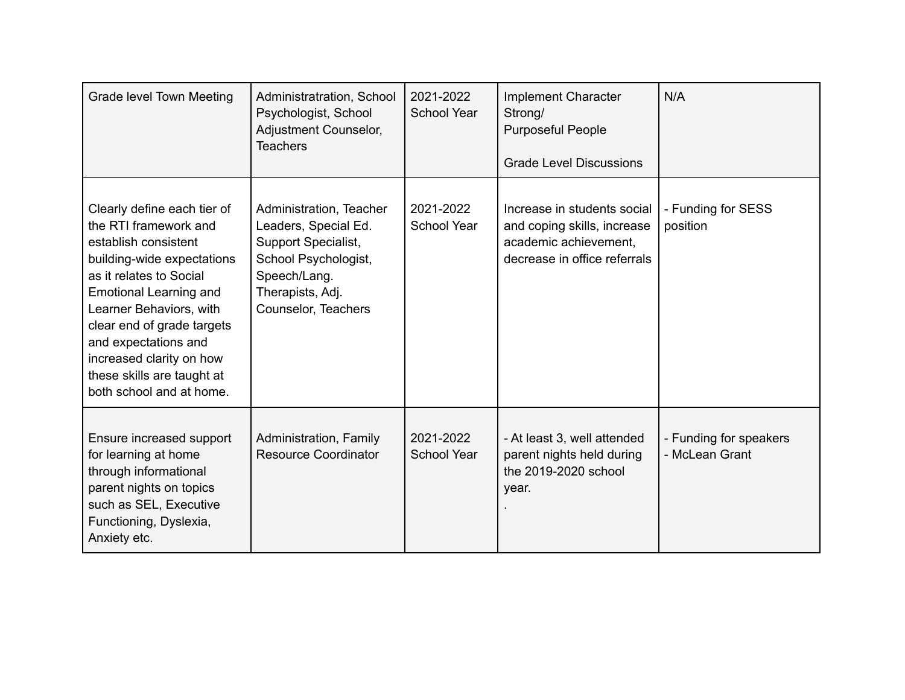| | | | | |
|---|---|---|---|---|
| Grade level Town Meeting | Administratration, School Psychologist, School Adjustment Counselor, Teachers | 2021-2022 School Year | Implement Character Strong/<br>Purposeful People<br><br>Grade Level Discussions | N/A |
| Clearly define each tier of the RTI framework and establish consistent building-wide expectations as it relates to Social Emotional Learning and Learner Behaviors, with clear end of grade targets and expectations and increased clarity on how these skills are taught at both school and at home. | Administration, Teacher Leaders, Special Ed. Support Specialist, School Psychologist, Speech/Lang. Therapists, Adj. Counselor, Teachers | 2021-2022 School Year | Increase in students social and coping skills, increase academic achievement, decrease in office referrals | - Funding for SESS position |
| Ensure increased support for learning at home through informational parent nights on topics such as SEL, Executive Functioning, Dyslexia, Anxiety etc. | Administration, Family Resource Coordinator | 2021-2022 School Year | - At least 3, well attended parent nights held during the 2019-2020 school year.<br>. | - Funding for speakers<br>- McLean Grant |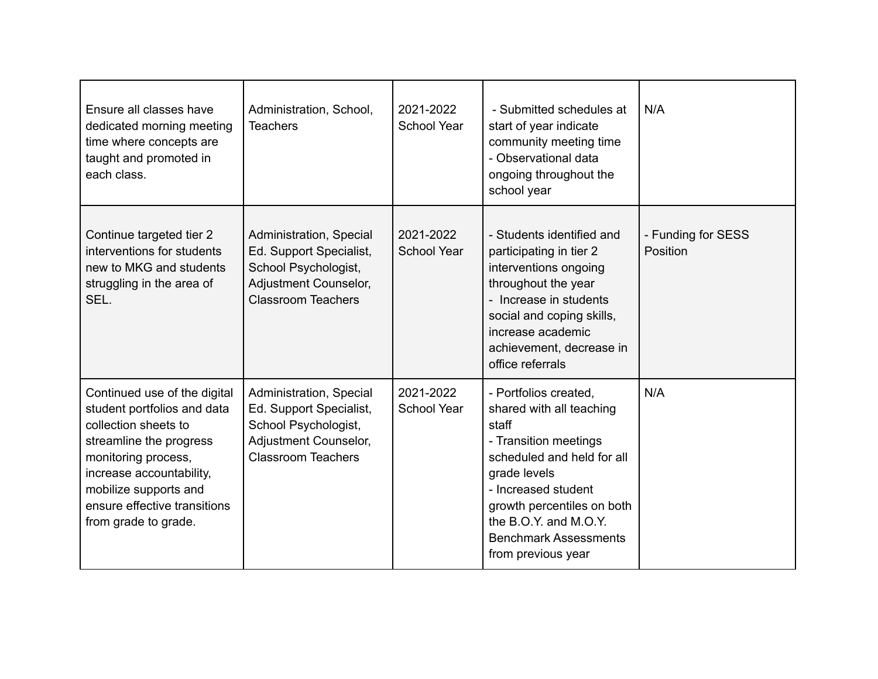| | | | | |
|---|---|---|---|---|
| Ensure all classes have dedicated morning meeting time where concepts are taught and promoted in each class. | Administration, School, Teachers | 2021-2022 School Year | - Submitted schedules at start of year indicate community meeting time<br>- Observational data ongoing throughout the school year | N/A |
| Continue targeted tier 2 interventions for students new to MKG and students struggling in the area of SEL. | Administration, Special Ed. Support Specialist, School Psychologist, Adjustment Counselor, Classroom Teachers | 2021-2022 School Year | - Students identified and participating in tier 2 interventions ongoing throughout the year<br>- Increase in students social and coping skills, increase academic achievement, decrease in office referrals | - Funding for SESS Position |
| Continued use of the digital student portfolios and data collection sheets to streamline the progress monitoring process, increase accountability, mobilize supports and ensure effective transitions from grade to grade. | Administration, Special Ed. Support Specialist, School Psychologist, Adjustment Counselor, Classroom Teachers | 2021-2022 School Year | - Portfolios created, shared with all teaching staff<br>- Transition meetings scheduled and held for all grade levels<br>- Increased student growth percentiles on both the B.O.Y. and M.O.Y. Benchmark Assessments from previous year | N/A |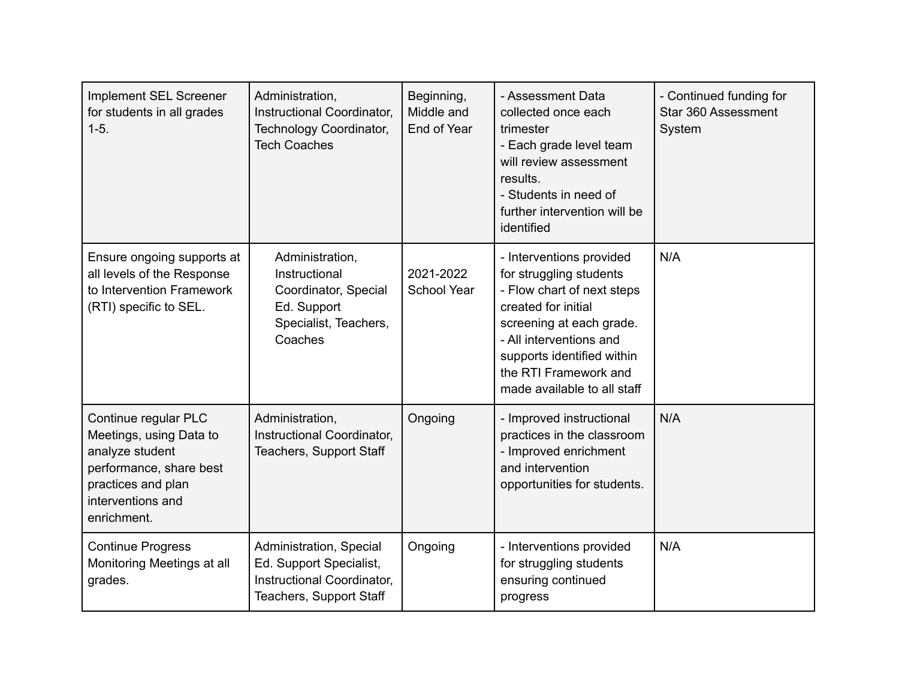| | | | | |
|---|---|---|---|---|
| Implement SEL Screener for students in all grades 1-5. | Administration, Instructional Coordinator, Technology Coordinator, Tech Coaches | Beginning, Middle and End of Year | - Assessment Data collected once each trimester<br>- Each grade level team will review assessment results.<br>- Students in need of further intervention will be identified | - Continued funding for Star 360 Assessment System |
| Ensure ongoing supports at all levels of the Response to Intervention Framework (RTI) specific to SEL. | Administration, Instructional Coordinator, Special Ed. Support Specialist, Teachers, Coaches | 2021-2022 School Year | - Interventions provided for struggling students<br>- Flow chart of next steps created for initial screening at each grade.<br>- All interventions and supports identified within the RTI Framework and made available to all staff | N/A |
| Continue regular PLC Meetings, using Data to analyze student performance, share best practices and plan interventions and enrichment. | Administration, Instructional Coordinator, Teachers, Support Staff | Ongoing | - Improved instructional practices in the classroom<br>- Improved enrichment and intervention opportunities for students. | N/A |
| Continue Progress Monitoring Meetings at all grades. | Administration, Special Ed. Support Specialist, Instructional Coordinator, Teachers, Support Staff | Ongoing | - Interventions provided for struggling students ensuring continued progress | N/A |